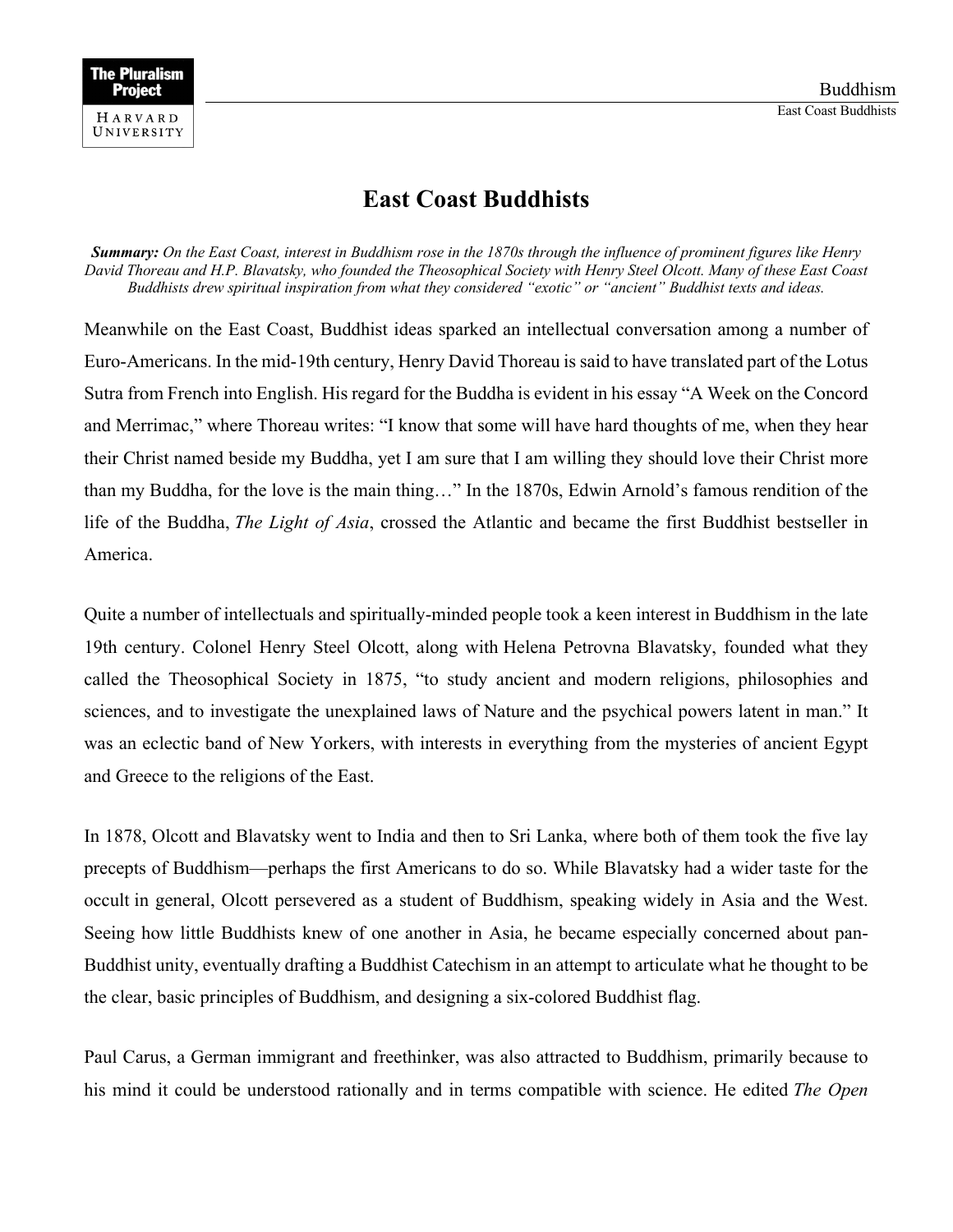# East Coast Buddhists

***Summary:*** *On the East Coast, interest in Buddhism rose in the 1870s through the influence of prominent figures like Henry David Thoreau and H.P. Blavatsky, who founded the Theosophical Society with Henry Steel Olcott. Many of these East Coast Buddhists drew spiritual inspiration from what they considered "exotic" or "ancient" Buddhist texts and ideas.*

Meanwhile on the East Coast, Buddhist ideas sparked an intellectual conversation among a number of Euro-Americans. In the mid-19th century, Henry David Thoreau is said to have translated part of the Lotus Sutra from French into English. His regard for the Buddha is evident in his essay "A Week on the Concord and Merrimac," where Thoreau writes: "I know that some will have hard thoughts of me, when they hear their Christ named beside my Buddha, yet I am sure that I am willing they should love their Christ more than my Buddha, for the love is the main thing…" In the 1870s, Edwin Arnold's famous rendition of the life of the Buddha, *The Light of Asia*, crossed the Atlantic and became the first Buddhist bestseller in America.

Quite a number of intellectuals and spiritually-minded people took a keen interest in Buddhism in the late 19th century. Colonel Henry Steel Olcott, along with Helena Petrovna Blavatsky, founded what they called the Theosophical Society in 1875, "to study ancient and modern religions, philosophies and sciences, and to investigate the unexplained laws of Nature and the psychical powers latent in man." It was an eclectic band of New Yorkers, with interests in everything from the mysteries of ancient Egypt and Greece to the religions of the East.

In 1878, Olcott and Blavatsky went to India and then to Sri Lanka, where both of them took the five lay precepts of Buddhism—perhaps the first Americans to do so. While Blavatsky had a wider taste for the occult in general, Olcott persevered as a student of Buddhism, speaking widely in Asia and the West. Seeing how little Buddhists knew of one another in Asia, he became especially concerned about pan-Buddhist unity, eventually drafting a Buddhist Catechism in an attempt to articulate what he thought to be the clear, basic principles of Buddhism, and designing a six-colored Buddhist flag.

Paul Carus, a German immigrant and freethinker, was also attracted to Buddhism, primarily because to his mind it could be understood rationally and in terms compatible with science. He edited *The Open*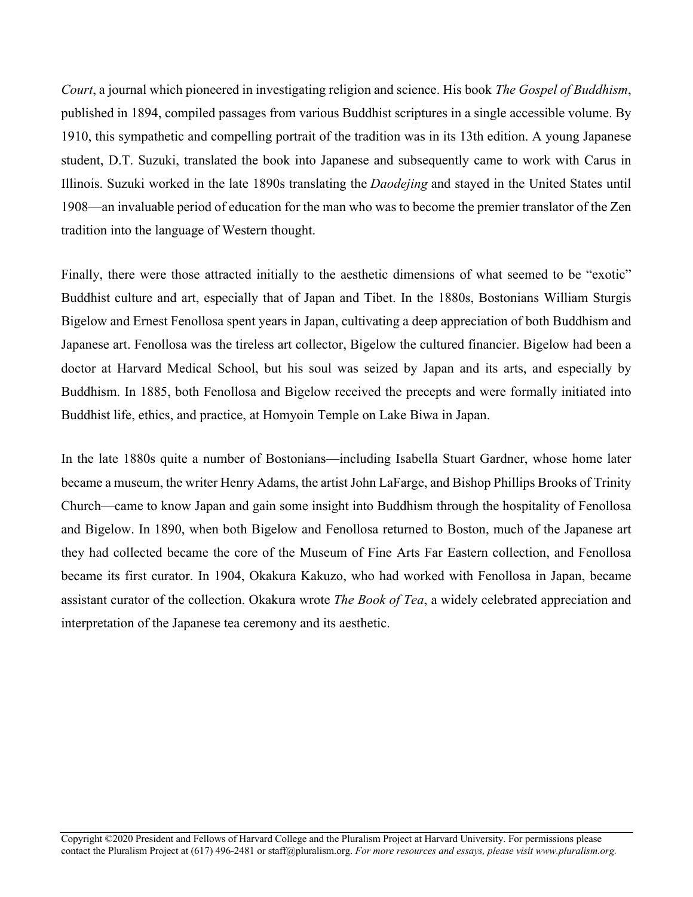*Court*, a journal which pioneered in investigating religion and science. His book *The Gospel of Buddhism*, published in 1894, compiled passages from various Buddhist scriptures in a single accessible volume. By 1910, this sympathetic and compelling portrait of the tradition was in its 13th edition. A young Japanese student, D.T. Suzuki, translated the book into Japanese and subsequently came to work with Carus in Illinois. Suzuki worked in the late 1890s translating the *Daodejing* and stayed in the United States until 1908—an invaluable period of education for the man who was to become the premier translator of the Zen tradition into the language of Western thought.

Finally, there were those attracted initially to the aesthetic dimensions of what seemed to be "exotic" Buddhist culture and art, especially that of Japan and Tibet. In the 1880s, Bostonians William Sturgis Bigelow and Ernest Fenollosa spent years in Japan, cultivating a deep appreciation of both Buddhism and Japanese art. Fenollosa was the tireless art collector, Bigelow the cultured financier. Bigelow had been a doctor at Harvard Medical School, but his soul was seized by Japan and its arts, and especially by Buddhism. In 1885, both Fenollosa and Bigelow received the precepts and were formally initiated into Buddhist life, ethics, and practice, at Homyoin Temple on Lake Biwa in Japan.

In the late 1880s quite a number of Bostonians—including Isabella Stuart Gardner, whose home later became a museum, the writer Henry Adams, the artist John LaFarge, and Bishop Phillips Brooks of Trinity Church—came to know Japan and gain some insight into Buddhism through the hospitality of Fenollosa and Bigelow. In 1890, when both Bigelow and Fenollosa returned to Boston, much of the Japanese art they had collected became the core of the Museum of Fine Arts Far Eastern collection, and Fenollosa became its first curator. In 1904, Okakura Kakuzo, who had worked with Fenollosa in Japan, became assistant curator of the collection. Okakura wrote *The Book of Tea*, a widely celebrated appreciation and interpretation of the Japanese tea ceremony and its aesthetic.